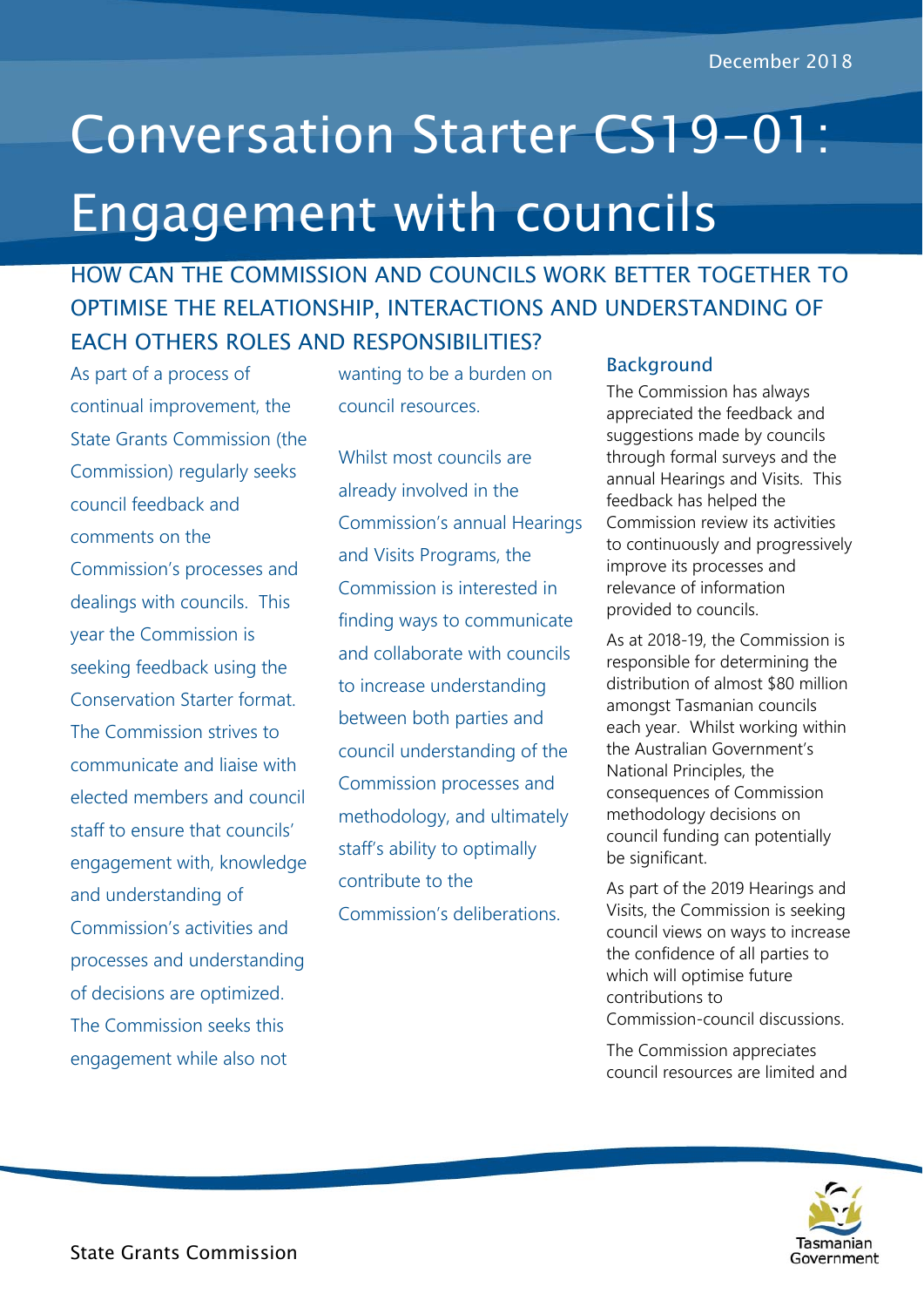December 2018

# Conversation Starter CS19-01: Engagement with councils

## HOW CAN THE COMMISSION AND COUNCILS WORK BETTER TOGETHER TO OPTIMISE THE RELATIONSHIP, INTERACTIONS AND UNDERSTANDING OF EACH OTHERS ROLES AND RESPONSIBILITIES?

As part of a process of continual improvement, the State Grants Commission (the Commission) regularly seeks council feedback and comments on the Commission's processes and dealings with councils. This year the Commission is seeking feedback using the Conservation Starter format. The Commission strives to communicate and liaise with elected members and council staff to ensure that councils' engagement with, knowledge and understanding of Commission's activities and processes and understanding of decisions are optimized. The Commission seeks this engagement while also not wanting to be a burden on council resources.

Whilst most councils are already involved in the Commission's annual Hearings and Visits Programs, the Commission is interested in finding ways to communicate and collaborate with councils to increase understanding between both parties and council understanding of the Commission processes and methodology, and ultimately staff's ability to optimally contribute to the Commission's deliberations.

### Background

The Commission has always appreciated the feedback and suggestions made by councils through formal surveys and the annual Hearings and Visits. This feedback has helped the Commission review its activities to continuously and progressively improve its processes and relevance of information provided to councils.

As at 2018-19, the Commission is responsible for determining the distribution of almost $80 million amongst Tasmanian councils each year. Whilst working within the Australian Government's National Principles, the consequences of Commission methodology decisions on council funding can potentially be significant.

As part of the 2019 Hearings and Visits, the Commission is seeking council views on ways to increase the confidence of all parties to which will optimise future contributions to Commission-council discussions.

The Commission appreciates council resources are limited and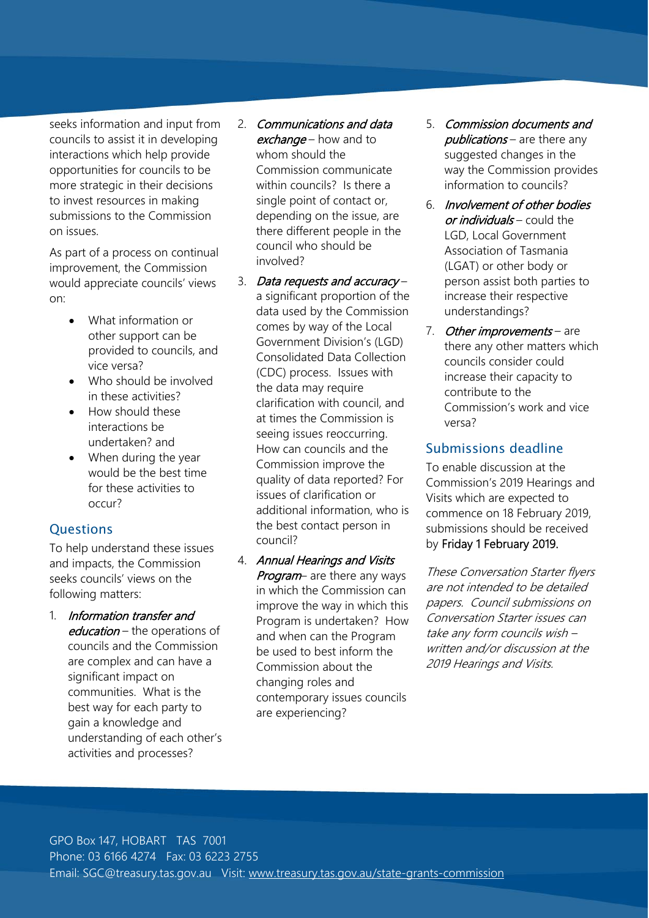seeks information and input from councils to assist it in developing interactions which help provide opportunities for councils to be more strategic in their decisions to invest resources in making submissions to the Commission on issues.

As part of a process on continual improvement, the Commission would appreciate councils' views on:

- What information or other support can be provided to councils, and vice versa?
- Who should be involved in these activities?
- How should these interactions be undertaken? and
- When during the year would be the best time for these activities to occur?

## Questions

To help understand these issues and impacts, the Commission seeks councils' views on the following matters:

1. ***Information transfer and education*** – the operations of councils and the Commission are complex and can have a significant impact on communities. What is the best way for each party to gain a knowledge and understanding of each other's activities and processes?
2. ***Communications and data exchange*** – how and to whom should the Commission communicate within councils? Is there a single point of contact or, depending on the issue, are there different people in the council who should be involved?
3. ***Data requests and accuracy*** – a significant proportion of the data used by the Commission comes by way of the Local Government Division's (LGD) Consolidated Data Collection (CDC) process. Issues with the data may require clarification with council, and at times the Commission is seeing issues reoccurring. How can councils and the Commission improve the quality of data reported? For issues of clarification or additional information, who is the best contact person in council?
4. ***Annual Hearings and Visits Program***– are there any ways in which the Commission can improve the way in which this Program is undertaken? How and when can the Program be used to best inform the Commission about the changing roles and contemporary issues councils are experiencing?
5. ***Commission documents and publications*** – are there any suggested changes in the way the Commission provides information to councils?
6. ***Involvement of other bodies or individuals*** – could the LGD, Local Government Association of Tasmania (LGAT) or other body or person assist both parties to increase their respective understandings?
7. ***Other improvements*** – are there any other matters which councils consider could increase their capacity to contribute to the Commission's work and vice versa?

## Submissions deadline

To enable discussion at the Commission's 2019 Hearings and Visits which are expected to commence on 18 February 2019, submissions should be received by **Friday 1 February 2019.**

*These Conversation Starter flyers are not intended to be detailed papers. Council submissions on Conversation Starter issues can take any form councils wish – written and/or discussion at the 2019 Hearings and Visits.*

GPO Box 147, HOBART TAS 7001
Phone: 03 6166 4274 Fax: 03 6223 2755
Email: SGC@treasury.tas.gov.au Visit: www.treasury.tas.gov.au/state-grants-commission